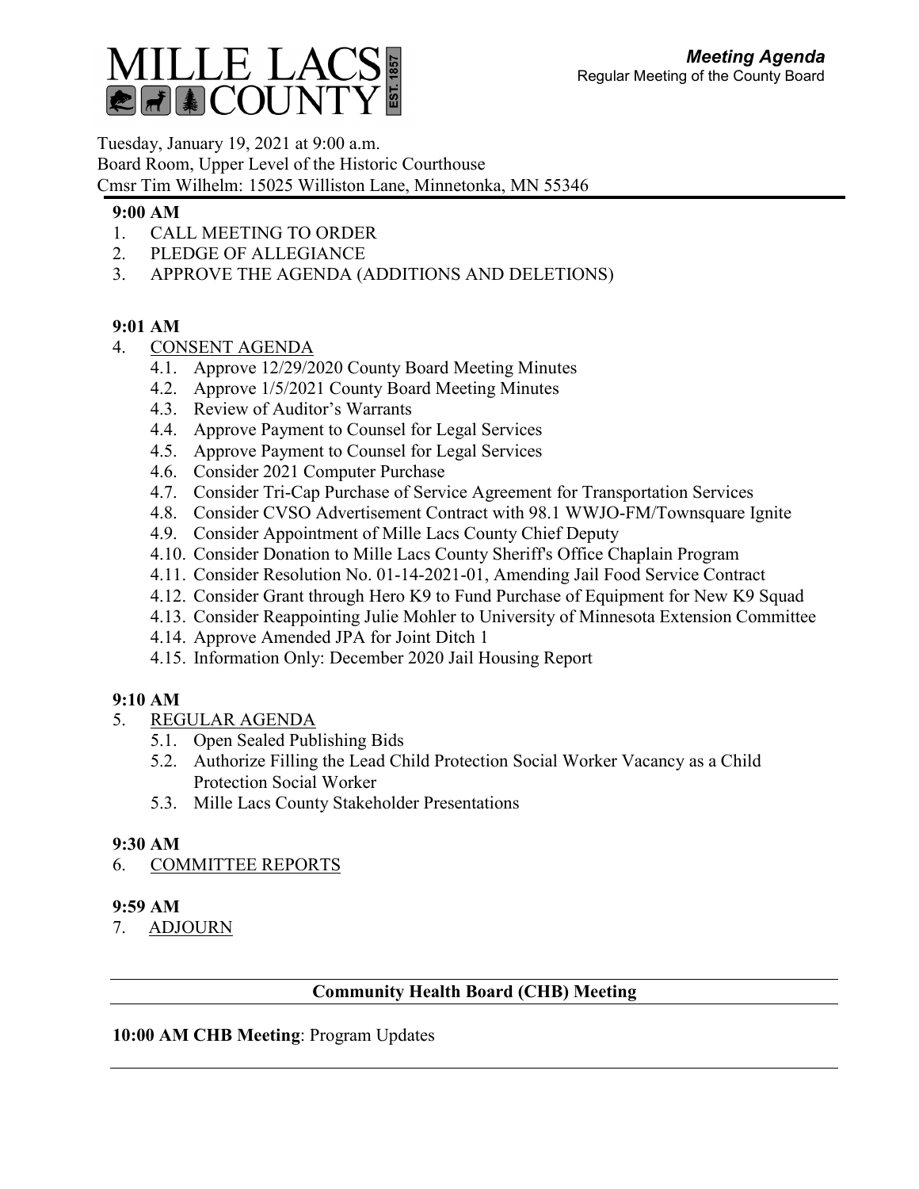# MILLE LACS COUNTY

EST. 1857

***Meeting Agenda***
Regular Meeting of the County Board

Tuesday, January 19, 2021 at 9:00 a.m.
Board Room, Upper Level of the Historic Courthouse
Cmsr Tim Wilhelm: 15025 Williston Lane, Minnetonka, MN 55346

**9:00 AM**

1. CALL MEETING TO ORDER
2. PLEDGE OF ALLEGIANCE
3. APPROVE THE AGENDA (ADDITIONS AND DELETIONS)

**9:01 AM**

4. CONSENT AGENDA
   - 4.1. Approve 12/29/2020 County Board Meeting Minutes
   - 4.2. Approve 1/5/2021 County Board Meeting Minutes
   - 4.3. Review of Auditor's Warrants
   - 4.4. Approve Payment to Counsel for Legal Services
   - 4.5. Approve Payment to Counsel for Legal Services
   - 4.6. Consider 2021 Computer Purchase
   - 4.7. Consider Tri-Cap Purchase of Service Agreement for Transportation Services
   - 4.8. Consider CVSO Advertisement Contract with 98.1 WWJO-FM/Townsquare Ignite
   - 4.9. Consider Appointment of Mille Lacs County Chief Deputy
   - 4.10. Consider Donation to Mille Lacs County Sheriff's Office Chaplain Program
   - 4.11. Consider Resolution No. 01-14-2021-01, Amending Jail Food Service Contract
   - 4.12. Consider Grant through Hero K9 to Fund Purchase of Equipment for New K9 Squad
   - 4.13. Consider Reappointing Julie Mohler to University of Minnesota Extension Committee
   - 4.14. Approve Amended JPA for Joint Ditch 1
   - 4.15. Information Only: December 2020 Jail Housing Report

**9:10 AM**

5. REGULAR AGENDA
   - 5.1. Open Sealed Publishing Bids
   - 5.2. Authorize Filling the Lead Child Protection Social Worker Vacancy as a Child Protection Social Worker
   - 5.3. Mille Lacs County Stakeholder Presentations

**9:30 AM**

6. COMMITTEE REPORTS

**9:59 AM**

7. ADJOURN

---

**Community Health Board (CHB) Meeting**

---

**10:00 AM CHB Meeting**: Program Updates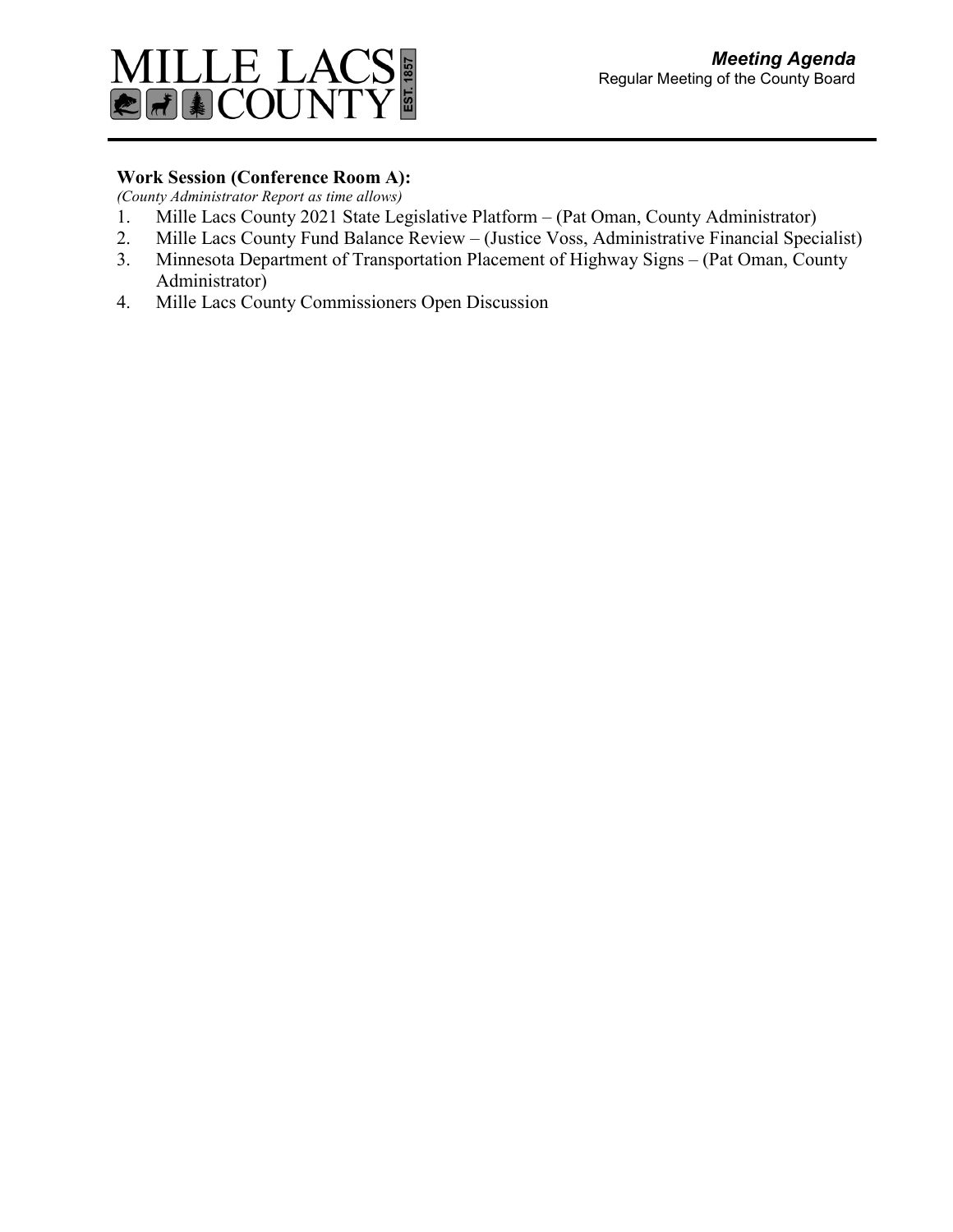**Work Session (Conference Room A):**

*(County Administrator Report as time allows)*

1. Mille Lacs County 2021 State Legislative Platform – (Pat Oman, County Administrator)
2. Mille Lacs County Fund Balance Review – (Justice Voss, Administrative Financial Specialist)
3. Minnesota Department of Transportation Placement of Highway Signs – (Pat Oman, County Administrator)
4. Mille Lacs County Commissioners Open Discussion